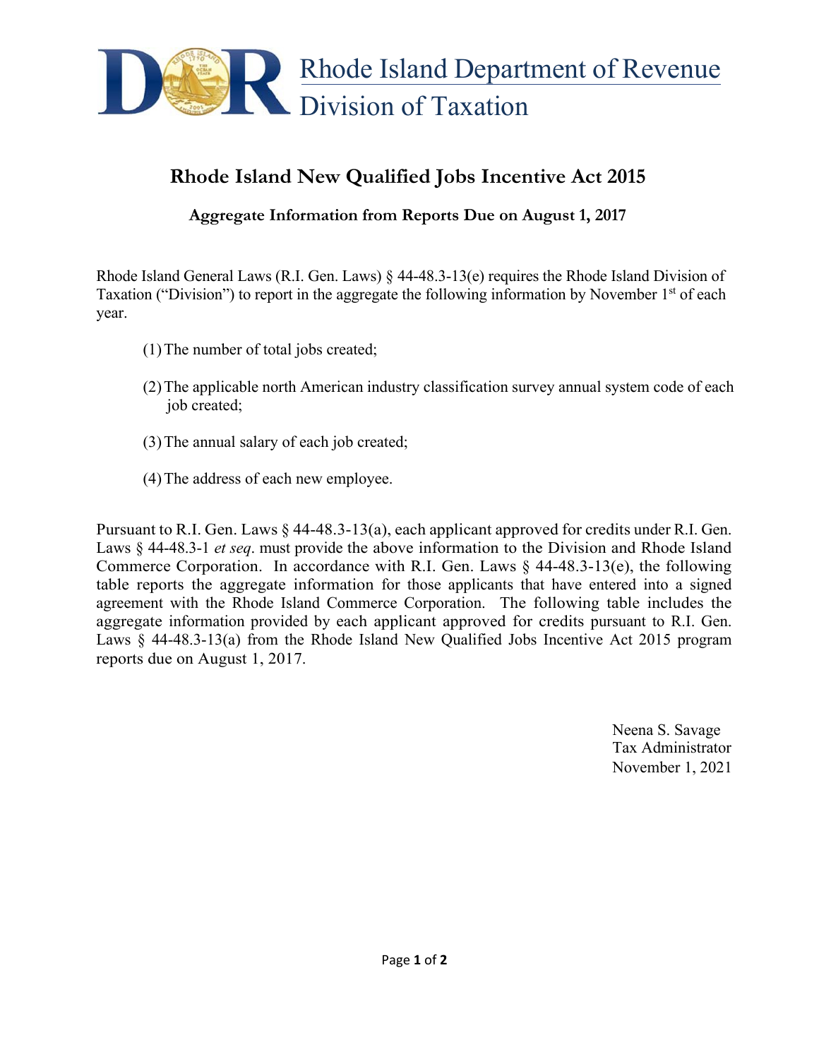Rhode Island Department of Revenue
Division of Taxation

# Rhode Island New Qualified Jobs Incentive Act 2015

## Aggregate Information from Reports Due on August 1, 2017

Rhode Island General Laws (R.I. Gen. Laws) § 44-48.3-13(e) requires the Rhode Island Division of Taxation ("Division") to report in the aggregate the following information by November 1st of each year.

(1) The number of total jobs created;

(2) The applicable north American industry classification survey annual system code of each job created;

(3) The annual salary of each job created;

(4) The address of each new employee.

Pursuant to R.I. Gen. Laws § 44-48.3-13(a), each applicant approved for credits under R.I. Gen. Laws § 44-48.3-1 *et seq*. must provide the above information to the Division and Rhode Island Commerce Corporation. In accordance with R.I. Gen. Laws § 44-48.3-13(e), the following table reports the aggregate information for those applicants that have entered into a signed agreement with the Rhode Island Commerce Corporation. The following table includes the aggregate information provided by each applicant approved for credits pursuant to R.I. Gen. Laws § 44-48.3-13(a) from the Rhode Island New Qualified Jobs Incentive Act 2015 program reports due on August 1, 2017.

Neena S. Savage
Tax Administrator
November 1, 2021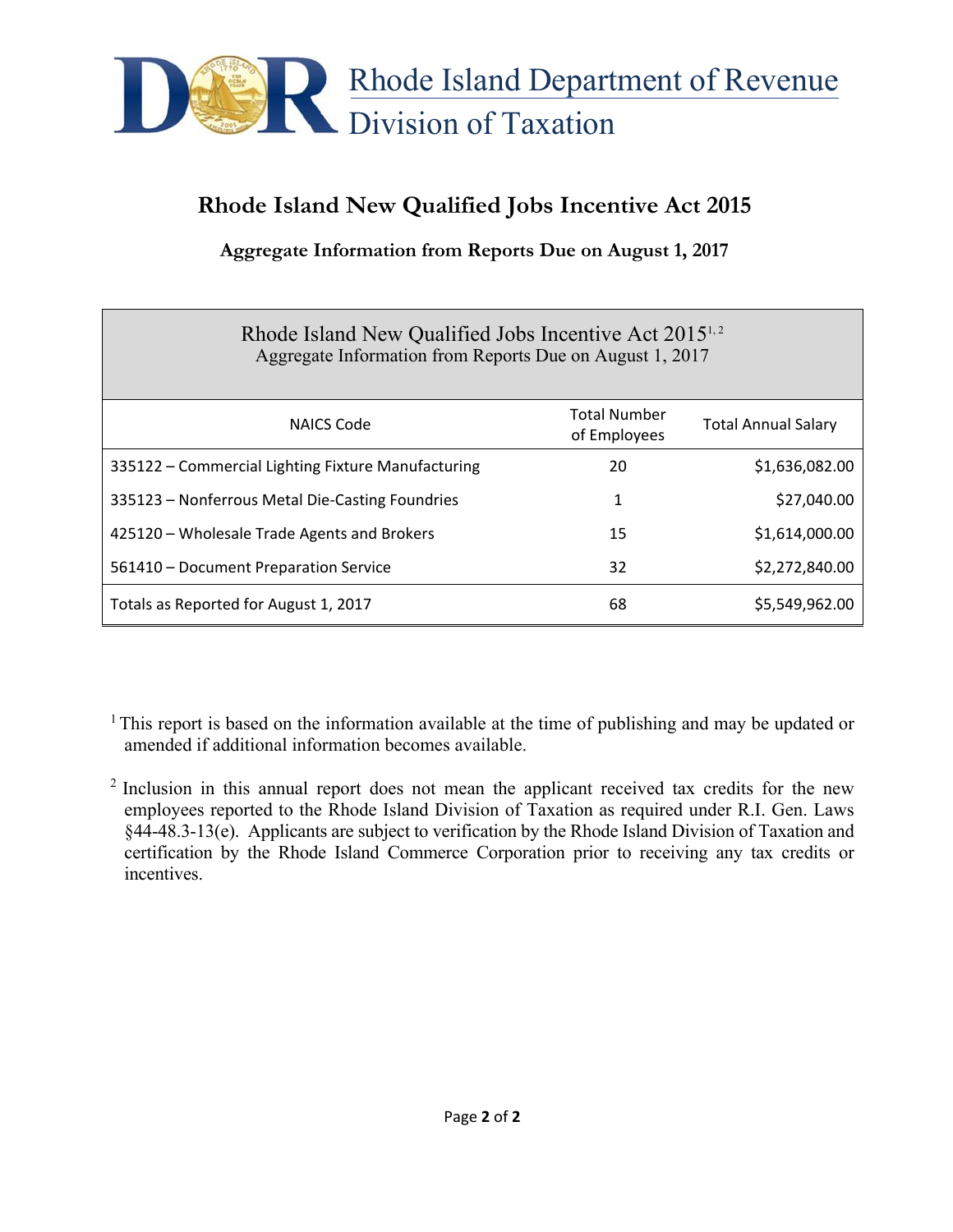Rhode Island Department of Revenue
Division of Taxation

# Rhode Island New Qualified Jobs Incentive Act 2015

## Aggregate Information from Reports Due on August 1, 2017

| Rhode Island New Qualified Jobs Incentive Act 2015[1, 2] Aggregate Information from Reports Due on August 1, 2017 | | |
|---|---|---|
| NAICS Code | Total Number of Employees | Total Annual Salary |
| 335122 – Commercial Lighting Fixture Manufacturing | 20 | $1,636,082.00 |
| 335123 – Nonferrous Metal Die-Casting Foundries | 1 | $27,040.00 |
| 425120 – Wholesale Trade Agents and Brokers | 15 | $1,614,000.00 |
| 561410 – Document Preparation Service | 32 | $2,272,840.00 |
| Totals as Reported for August 1, 2017 | 68 | $5,549,962.00 |

[1] This report is based on the information available at the time of publishing and may be updated or amended if additional information becomes available.

[2] Inclusion in this annual report does not mean the applicant received tax credits for the new employees reported to the Rhode Island Division of Taxation as required under R.I. Gen. Laws §44-48.3-13(e). Applicants are subject to verification by the Rhode Island Division of Taxation and certification by the Rhode Island Commerce Corporation prior to receiving any tax credits or incentives.